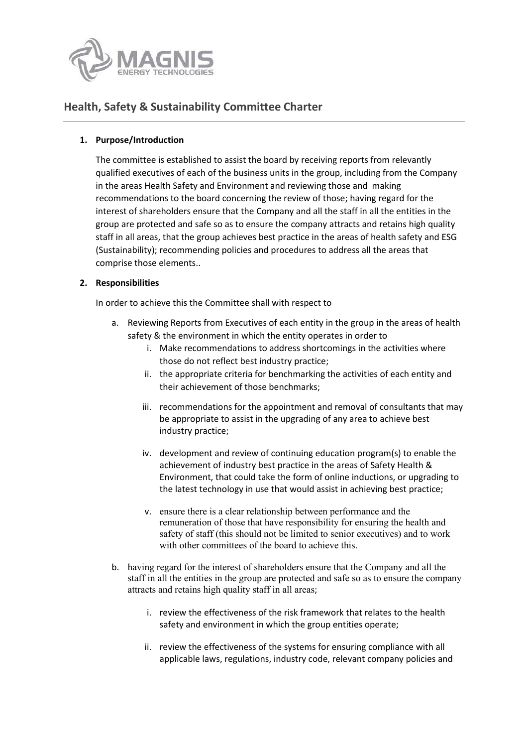## Health, Safety & Sustainability Committee Charter

**1. Purpose/Introduction**

The committee is established to assist the board by receiving reports from relevantly qualified executives of each of the business units in the group, including from the Company in the areas Health Safety and Environment and reviewing those and making recommendations to the board concerning the review of those; having regard for the interest of shareholders ensure that the Company and all the staff in all the entities in the group are protected and safe so as to ensure the company attracts and retains high quality staff in all areas, that the group achieves best practice in the areas of health safety and ESG (Sustainability); recommending policies and procedures to address all the areas that comprise those elements..

**2. Responsibilities**

In order to achieve this the Committee shall with respect to

a. Reviewing Reports from Executives of each entity in the group in the areas of health safety & the environment in which the entity operates in order to

   i. Make recommendations to address shortcomings in the activities where those do not reflect best industry practice;

   ii. the appropriate criteria for benchmarking the activities of each entity and their achievement of those benchmarks;

   iii. recommendations for the appointment and removal of consultants that may be appropriate to assist in the upgrading of any area to achieve best industry practice;

   iv. development and review of continuing education program(s) to enable the achievement of industry best practice in the areas of Safety Health & Environment, that could take the form of online inductions, or upgrading to the latest technology in use that would assist in achieving best practice;

   v. ensure there is a clear relationship between performance and the remuneration of those that have responsibility for ensuring the health and safety of staff (this should not be limited to senior executives) and to work with other committees of the board to achieve this.

b. having regard for the interest of shareholders ensure that the Company and all the staff in all the entities in the group are protected and safe so as to ensure the company attracts and retains high quality staff in all areas;

   i. review the effectiveness of the risk framework that relates to the health safety and environment in which the group entities operate;

   ii. review the effectiveness of the systems for ensuring compliance with all applicable laws, regulations, industry code, relevant company policies and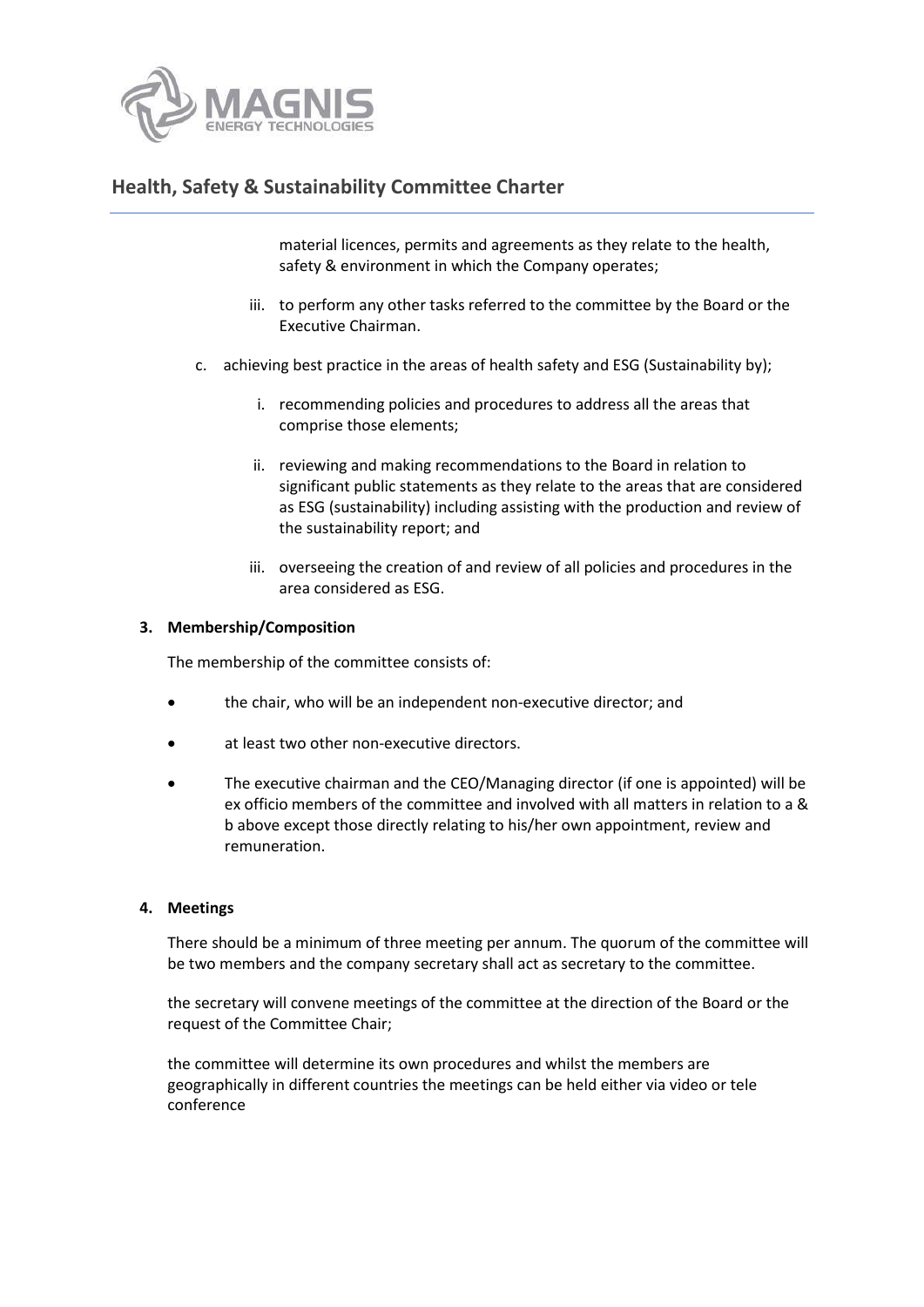material licences, permits and agreements as they relate to the health, safety & environment in which the Company operates;

iii. to perform any other tasks referred to the committee by the Board or the Executive Chairman.

c. achieving best practice in the areas of health safety and ESG (Sustainability by);

   i. recommending policies and procedures to address all the areas that comprise those elements;

   ii. reviewing and making recommendations to the Board in relation to significant public statements as they relate to the areas that are considered as ESG (sustainability) including assisting with the production and review of the sustainability report; and

   iii. overseeing the creation of and review of all policies and procedures in the area considered as ESG.

**3. Membership/Composition**

The membership of the committee consists of:

- the chair, who will be an independent non-executive director; and
- at least two other non-executive directors.
- The executive chairman and the CEO/Managing director (if one is appointed) will be ex officio members of the committee and involved with all matters in relation to a & b above except those directly relating to his/her own appointment, review and remuneration.

**4. Meetings**

There should be a minimum of three meeting per annum. The quorum of the committee will be two members and the company secretary shall act as secretary to the committee.

the secretary will convene meetings of the committee at the direction of the Board or the request of the Committee Chair;

the committee will determine its own procedures and whilst the members are geographically in different countries the meetings can be held either via video or tele conference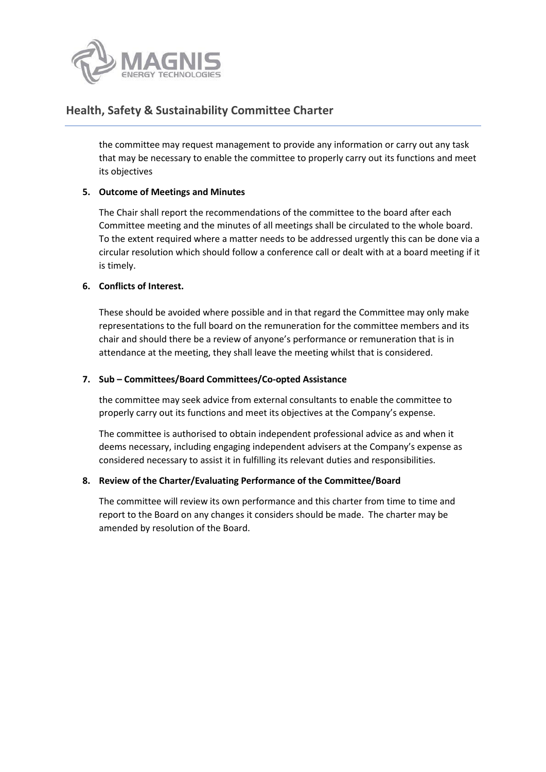the committee may request management to provide any information or carry out any task that may be necessary to enable the committee to properly carry out its functions and meet its objectives

**5. Outcome of Meetings and Minutes**

The Chair shall report the recommendations of the committee to the board after each Committee meeting and the minutes of all meetings shall be circulated to the whole board. To the extent required where a matter needs to be addressed urgently this can be done via a circular resolution which should follow a conference call or dealt with at a board meeting if it is timely.

**6. Conflicts of Interest.**

These should be avoided where possible and in that regard the Committee may only make representations to the full board on the remuneration for the committee members and its chair and should there be a review of anyone's performance or remuneration that is in attendance at the meeting, they shall leave the meeting whilst that is considered.

**7. Sub – Committees/Board Committees/Co-opted Assistance**

the committee may seek advice from external consultants to enable the committee to properly carry out its functions and meet its objectives at the Company's expense.

The committee is authorised to obtain independent professional advice as and when it deems necessary, including engaging independent advisers at the Company's expense as considered necessary to assist it in fulfilling its relevant duties and responsibilities.

**8. Review of the Charter/Evaluating Performance of the Committee/Board**

The committee will review its own performance and this charter from time to time and report to the Board on any changes it considers should be made. The charter may be amended by resolution of the Board.